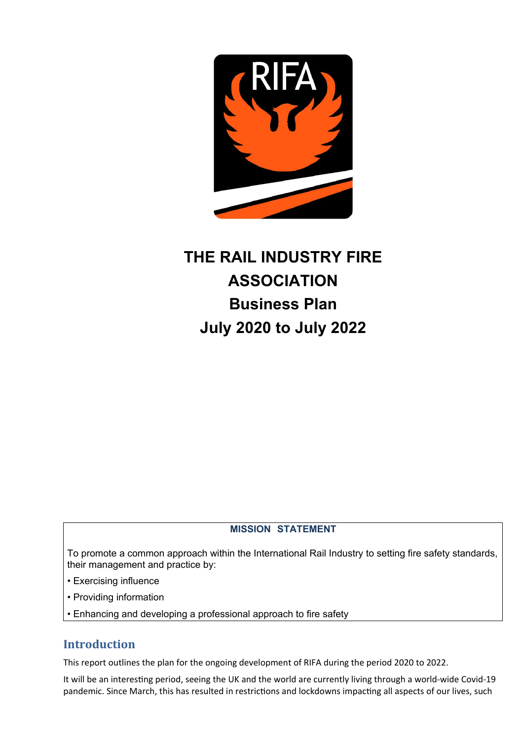# THE RAIL INDUSTRY FIRE ASSOCIATION

## Business Plan

## July 2020 to July 2022

**MISSION STATEMENT**

To promote a common approach within the International Rail Industry to setting fire safety standards, their management and practice by:

- Exercising influence
- Providing information
- Enhancing and developing a professional approach to fire safety

## Introduction

This report outlines the plan for the ongoing development of RIFA during the period 2020 to 2022.

It will be an interesting period, seeing the UK and the world are currently living through a world-wide Covid-19 pandemic. Since March, this has resulted in restrictions and lockdowns impacting all aspects of our lives, such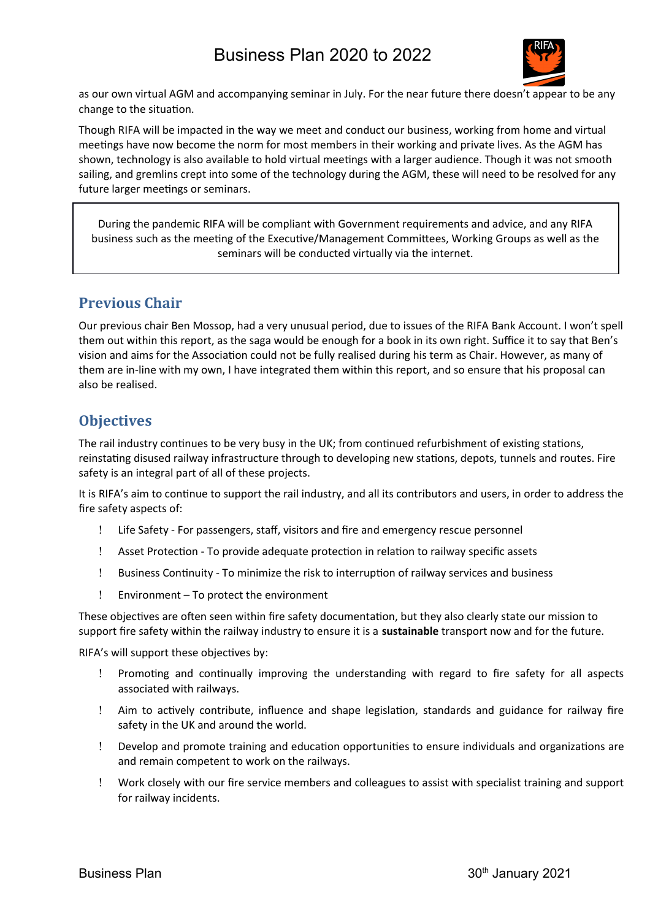as our own virtual AGM and accompanying seminar in July. For the near future there doesn't appear to be any change to the situation.

Though RIFA will be impacted in the way we meet and conduct our business, working from home and virtual meetings have now become the norm for most members in their working and private lives. As the AGM has shown, technology is also available to hold virtual meetings with a larger audience. Though it was not smooth sailing, and gremlins crept into some of the technology during the AGM, these will need to be resolved for any future larger meetings or seminars.

> During the pandemic RIFA will be compliant with Government requirements and advice, and any RIFA business such as the meeting of the Executive/Management Committees, Working Groups as well as the seminars will be conducted virtually via the internet.

## Previous Chair

Our previous chair Ben Mossop, had a very unusual period, due to issues of the RIFA Bank Account. I won't spell them out within this report, as the saga would be enough for a book in its own right. Suffice it to say that Ben's vision and aims for the Association could not be fully realised during his term as Chair. However, as many of them are in-line with my own, I have integrated them within this report, and so ensure that his proposal can also be realised.

## Objectives

The rail industry continues to be very busy in the UK; from continued refurbishment of existing stations, reinstating disused railway infrastructure through to developing new stations, depots, tunnels and routes. Fire safety is an integral part of all of these projects.

It is RIFA's aim to continue to support the rail industry, and all its contributors and users, in order to address the fire safety aspects of:

- Life Safety - For passengers, staff, visitors and fire and emergency rescue personnel
- Asset Protection - To provide adequate protection in relation to railway specific assets
- Business Continuity - To minimize the risk to interruption of railway services and business
- Environment – To protect the environment

These objectives are often seen within fire safety documentation, but they also clearly state our mission to support fire safety within the railway industry to ensure it is a **sustainable** transport now and for the future.

RIFA's will support these objectives by:

- Promoting and continually improving the understanding with regard to fire safety for all aspects associated with railways.
- Aim to actively contribute, influence and shape legislation, standards and guidance for railway fire safety in the UK and around the world.
- Develop and promote training and education opportunities to ensure individuals and organizations are and remain competent to work on the railways.
- Work closely with our fire service members and colleagues to assist with specialist training and support for railway incidents.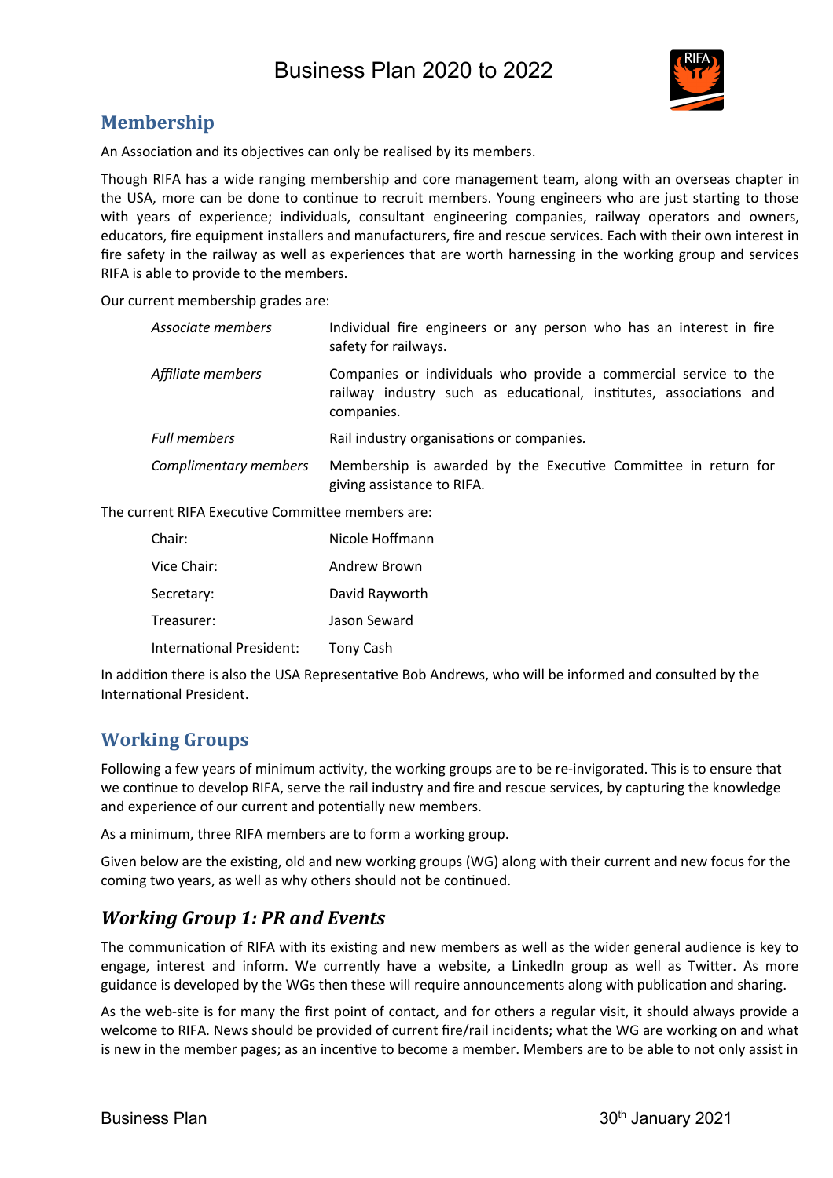## Membership

An Association and its objectives can only be realised by its members.

Though RIFA has a wide ranging membership and core management team, along with an overseas chapter in the USA, more can be done to continue to recruit members. Young engineers who are just starting to those with years of experience; individuals, consultant engineering companies, railway operators and owners, educators, fire equipment installers and manufacturers, fire and rescue services. Each with their own interest in fire safety in the railway as well as experiences that are worth harnessing in the working group and services RIFA is able to provide to the members.

Our current membership grades are:

| | |
|---|---|
| *Associate members* | Individual fire engineers or any person who has an interest in fire safety for railways. |
| *Affiliate members* | Companies or individuals who provide a commercial service to the railway industry such as educational, institutes, associations and companies. |
| *Full members* | Rail industry organisations or companies. |
| *Complimentary members* | Membership is awarded by the Executive Committee in return for giving assistance to RIFA. |

The current RIFA Executive Committee members are:

| | |
|---|---|
| Chair: | Nicole Hoffmann |
| Vice Chair: | Andrew Brown |
| Secretary: | David Rayworth |
| Treasurer: | Jason Seward |
| International President: | Tony Cash |

In addition there is also the USA Representative Bob Andrews, who will be informed and consulted by the International President.

## Working Groups

Following a few years of minimum activity, the working groups are to be re-invigorated. This is to ensure that we continue to develop RIFA, serve the rail industry and fire and rescue services, by capturing the knowledge and experience of our current and potentially new members.

As a minimum, three RIFA members are to form a working group.

Given below are the existing, old and new working groups (WG) along with their current and new focus for the coming two years, as well as why others should not be continued.

### *Working Group 1: PR and Events*

The communication of RIFA with its existing and new members as well as the wider general audience is key to engage, interest and inform. We currently have a website, a LinkedIn group as well as Twitter. As more guidance is developed by the WGs then these will require announcements along with publication and sharing.

As the web-site is for many the first point of contact, and for others a regular visit, it should always provide a welcome to RIFA. News should be provided of current fire/rail incidents; what the WG are working on and what is new in the member pages; as an incentive to become a member. Members are to be able to not only assist in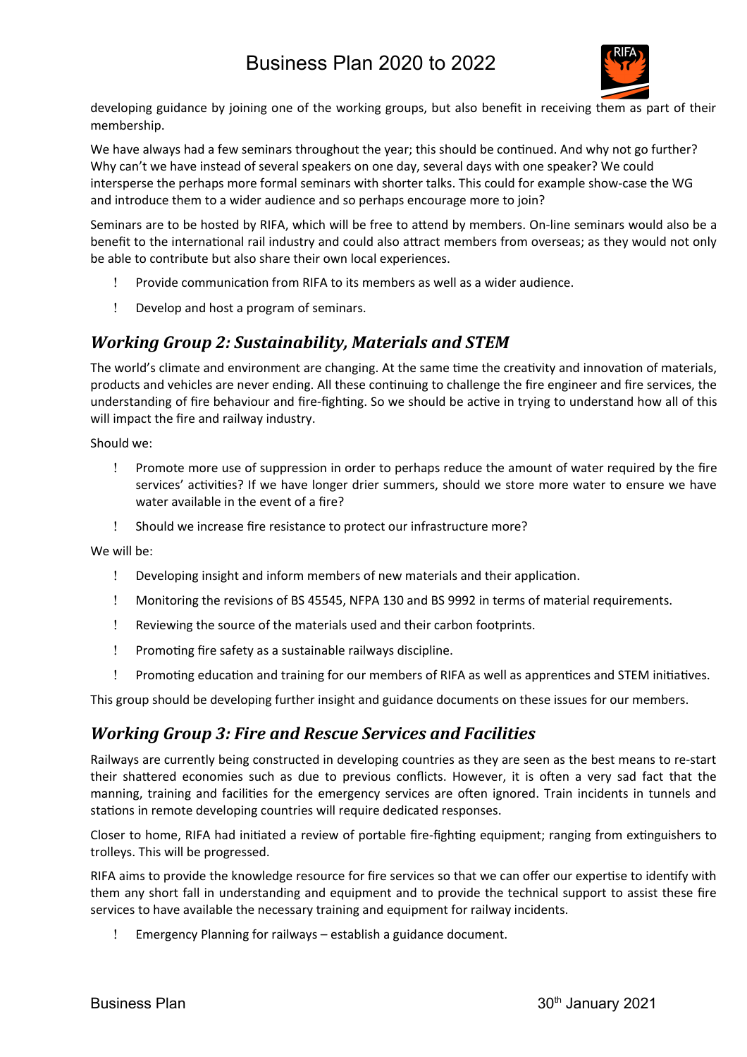developing guidance by joining one of the working groups, but also benefit in receiving them as part of their membership.

We have always had a few seminars throughout the year; this should be continued. And why not go further? Why can't we have instead of several speakers on one day, several days with one speaker? We could intersperse the perhaps more formal seminars with shorter talks. This could for example show-case the WG and introduce them to a wider audience and so perhaps encourage more to join?

Seminars are to be hosted by RIFA, which will be free to attend by members. On-line seminars would also be a benefit to the international rail industry and could also attract members from overseas; as they would not only be able to contribute but also share their own local experiences.

- Provide communication from RIFA to its members as well as a wider audience.
- Develop and host a program of seminars.

## *Working Group 2: Sustainability, Materials and STEM*

The world's climate and environment are changing. At the same time the creativity and innovation of materials, products and vehicles are never ending. All these continuing to challenge the fire engineer and fire services, the understanding of fire behaviour and fire-fighting. So we should be active in trying to understand how all of this will impact the fire and railway industry.

Should we:

- Promote more use of suppression in order to perhaps reduce the amount of water required by the fire services' activities? If we have longer drier summers, should we store more water to ensure we have water available in the event of a fire?
- Should we increase fire resistance to protect our infrastructure more?

We will be:

- Developing insight and inform members of new materials and their application.
- Monitoring the revisions of BS 45545, NFPA 130 and BS 9992 in terms of material requirements.
- Reviewing the source of the materials used and their carbon footprints.
- Promoting fire safety as a sustainable railways discipline.
- Promoting education and training for our members of RIFA as well as apprentices and STEM initiatives.

This group should be developing further insight and guidance documents on these issues for our members.

## *Working Group 3: Fire and Rescue Services and Facilities*

Railways are currently being constructed in developing countries as they are seen as the best means to re-start their shattered economies such as due to previous conflicts. However, it is often a very sad fact that the manning, training and facilities for the emergency services are often ignored. Train incidents in tunnels and stations in remote developing countries will require dedicated responses.

Closer to home, RIFA had initiated a review of portable fire-fighting equipment; ranging from extinguishers to trolleys. This will be progressed.

RIFA aims to provide the knowledge resource for fire services so that we can offer our expertise to identify with them any short fall in understanding and equipment and to provide the technical support to assist these fire services to have available the necessary training and equipment for railway incidents.

- Emergency Planning for railways – establish a guidance document.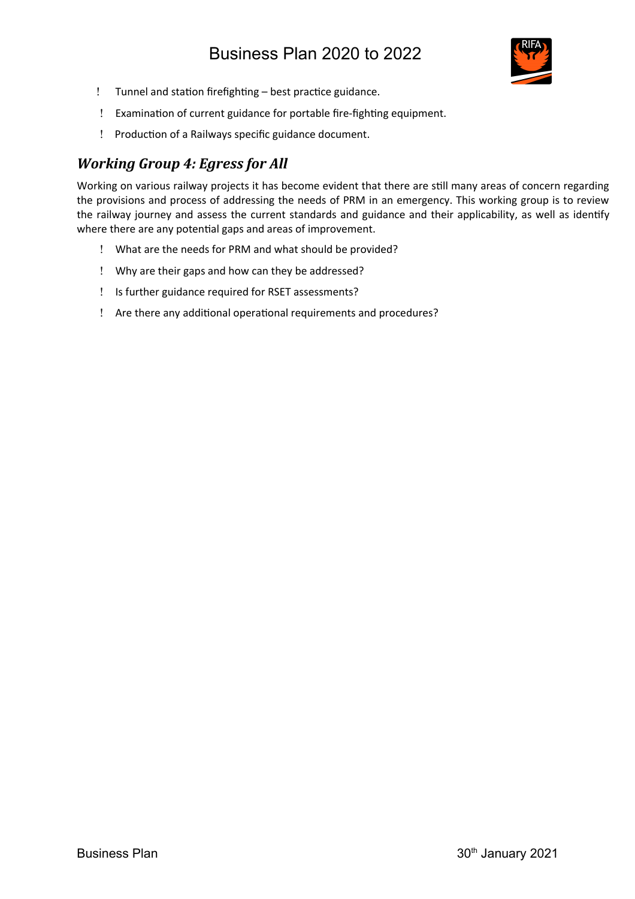- Tunnel and station firefighting – best practice guidance.
- Examination of current guidance for portable fire-fighting equipment.
- Production of a Railways specific guidance document.

## *Working Group 4: Egress for All*

Working on various railway projects it has become evident that there are still many areas of concern regarding the provisions and process of addressing the needs of PRM in an emergency. This working group is to review the railway journey and assess the current standards and guidance and their applicability, as well as identify where there are any potential gaps and areas of improvement.

- What are the needs for PRM and what should be provided?
- Why are their gaps and how can they be addressed?
- Is further guidance required for RSET assessments?
- Are there any additional operational requirements and procedures?